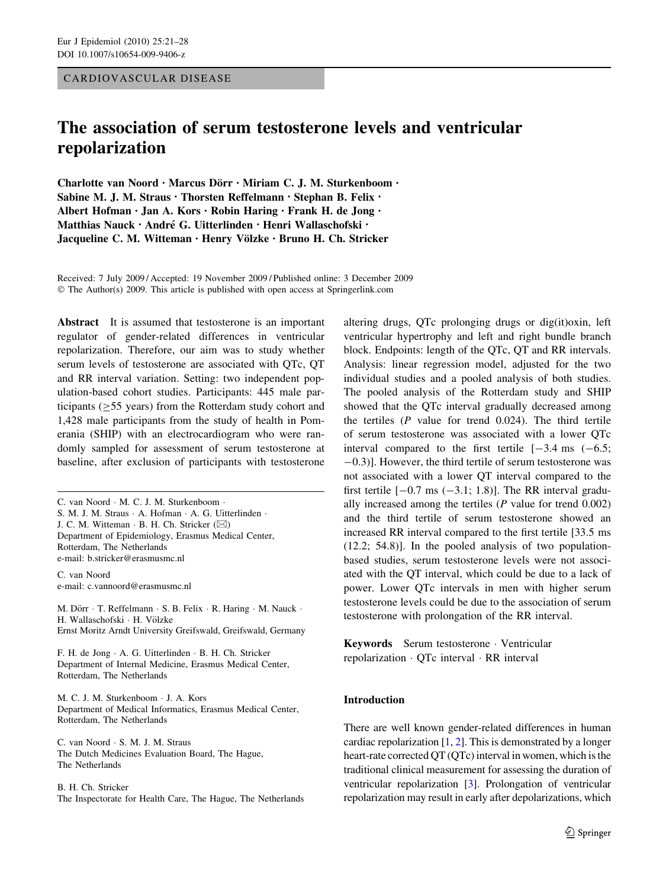CARDIOVASCULAR DISEASE

# The association of serum testosterone levels and ventricular repolarization

**Charlotte van Noord · Marcus Dörr · Miriam C. J. M. Sturkenboom · Sabine M. J. M. Straus · Thorsten Reffelmann · Stephan B. Felix · Albert Hofman · Jan A. Kors · Robin Haring · Frank H. de Jong · Matthias Nauck · André G. Uitterlinden · Henri Wallaschofski · Jacqueline C. M. Witteman · Henry Völzke · Bruno H. Ch. Stricker**

Received: 7 July 2009 / Accepted: 19 November 2009 / Published online: 3 December 2009
© The Author(s) 2009. This article is published with open access at Springerlink.com

**Abstract** It is assumed that testosterone is an important regulator of gender-related differences in ventricular repolarization. Therefore, our aim was to study whether serum levels of testosterone are associated with QTc, QT and RR interval variation. Setting: two independent population-based cohort studies. Participants: 445 male participants (≥55 years) from the Rotterdam study cohort and 1,428 male participants from the study of health in Pomerania (SHIP) with an electrocardiogram who were randomly sampled for assessment of serum testosterone at baseline, after exclusion of participants with testosterone altering drugs, QTc prolonging drugs or dig(it)oxin, left ventricular hypertrophy and left and right bundle branch block. Endpoints: length of the QTc, QT and RR intervals. Analysis: linear regression model, adjusted for the two individual studies and a pooled analysis of both studies. The pooled analysis of the Rotterdam study and SHIP showed that the QTc interval gradually decreased among the tertiles (*P* value for trend 0.024). The third tertile of serum testosterone was associated with a lower QTc interval compared to the first tertile [−3.4 ms (−6.5; −0.3)]. However, the third tertile of serum testosterone was not associated with a lower QT interval compared to the first tertile [−0.7 ms (−3.1; 1.8)]. The RR interval gradually increased among the tertiles (*P* value for trend 0.002) and the third tertile of serum testosterone showed an increased RR interval compared to the first tertile [33.5 ms (12.2; 54.8)]. In the pooled analysis of two population-based studies, serum testosterone levels were not associated with the QT interval, which could be due to a lack of power. Lower QTc intervals in men with higher serum testosterone levels could be due to the association of serum testosterone with prolongation of the RR interval.

**Keywords** Serum testosterone · Ventricular repolarization · QTc interval · RR interval

C. van Noord · M. C. J. M. Sturkenboom · S. M. J. M. Straus · A. Hofman · A. G. Uitterlinden · J. C. M. Witteman · B. H. Ch. Stricker (✉)
Department of Epidemiology, Erasmus Medical Center, Rotterdam, The Netherlands
e-mail: b.stricker@erasmusmc.nl

C. van Noord
e-mail: c.vannoord@erasmusmc.nl

M. Dörr · T. Reffelmann · S. B. Felix · R. Haring · M. Nauck · H. Wallaschofski · H. Völzke
Ernst Moritz Arndt University Greifswald, Greifswald, Germany

F. H. de Jong · A. G. Uitterlinden · B. H. Ch. Stricker
Department of Internal Medicine, Erasmus Medical Center, Rotterdam, The Netherlands

M. C. J. M. Sturkenboom · J. A. Kors
Department of Medical Informatics, Erasmus Medical Center, Rotterdam, The Netherlands

C. van Noord · S. M. J. M. Straus
The Dutch Medicines Evaluation Board, The Hague, The Netherlands

B. H. Ch. Stricker
The Inspectorate for Health Care, The Hague, The Netherlands

## Introduction

There are well known gender-related differences in human cardiac repolarization [1, 2]. This is demonstrated by a longer heart-rate corrected QT (QTc) interval in women, which is the traditional clinical measurement for assessing the duration of ventricular repolarization [3]. Prolongation of ventricular repolarization may result in early after depolarizations, which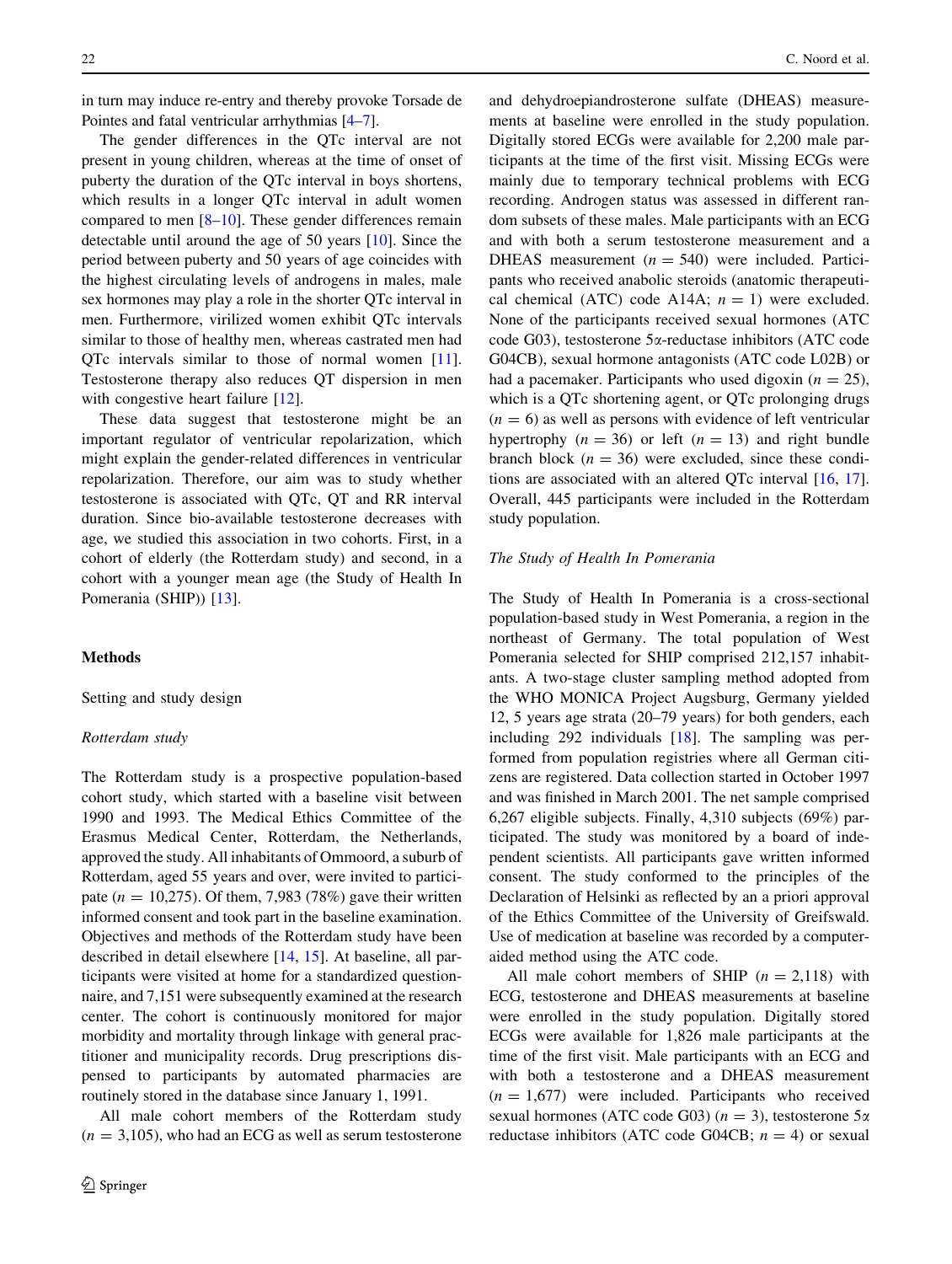in turn may induce re-entry and thereby provoke Torsade de Pointes and fatal ventricular arrhythmias [4–7].

The gender differences in the QTc interval are not present in young children, whereas at the time of onset of puberty the duration of the QTc interval in boys shortens, which results in a longer QTc interval in adult women compared to men [8–10]. These gender differences remain detectable until around the age of 50 years [10]. Since the period between puberty and 50 years of age coincides with the highest circulating levels of androgens in males, male sex hormones may play a role in the shorter QTc interval in men. Furthermore, virilized women exhibit QTc intervals similar to those of healthy men, whereas castrated men had QTc intervals similar to those of normal women [11]. Testosterone therapy also reduces QT dispersion in men with congestive heart failure [12].

These data suggest that testosterone might be an important regulator of ventricular repolarization, which might explain the gender-related differences in ventricular repolarization. Therefore, our aim was to study whether testosterone is associated with QTc, QT and RR interval duration. Since bio-available testosterone decreases with age, we studied this association in two cohorts. First, in a cohort of elderly (the Rotterdam study) and second, in a cohort with a younger mean age (the Study of Health In Pomerania (SHIP)) [13].

## Methods

### Setting and study design

#### *Rotterdam study*

The Rotterdam study is a prospective population-based cohort study, which started with a baseline visit between 1990 and 1993. The Medical Ethics Committee of the Erasmus Medical Center, Rotterdam, the Netherlands, approved the study. All inhabitants of Ommoord, a suburb of Rotterdam, aged 55 years and over, were invited to participate ($n = 10{,}275$). Of them, 7,983 (78%) gave their written informed consent and took part in the baseline examination. Objectives and methods of the Rotterdam study have been described in detail elsewhere [14, 15]. At baseline, all participants were visited at home for a standardized questionnaire, and 7,151 were subsequently examined at the research center. The cohort is continuously monitored for major morbidity and mortality through linkage with general practitioner and municipality records. Drug prescriptions dispensed to participants by automated pharmacies are routinely stored in the database since January 1, 1991.

All male cohort members of the Rotterdam study ($n = 3{,}105$), who had an ECG as well as serum testosterone and dehydroepiandrosterone sulfate (DHEAS) measurements at baseline were enrolled in the study population. Digitally stored ECGs were available for 2,200 male participants at the time of the first visit. Missing ECGs were mainly due to temporary technical problems with ECG recording. Androgen status was assessed in different random subsets of these males. Male participants with an ECG and with both a serum testosterone measurement and a DHEAS measurement ($n = 540$) were included. Participants who received anabolic steroids (anatomic therapeutical chemical (ATC) code A14A; $n = 1$) were excluded. None of the participants received sexual hormones (ATC code G03), testosterone 5α-reductase inhibitors (ATC code G04CB), sexual hormone antagonists (ATC code L02B) or had a pacemaker. Participants who used digoxin ($n = 25$), which is a QTc shortening agent, or QTc prolonging drugs ($n = 6$) as well as persons with evidence of left ventricular hypertrophy ($n = 36$) or left ($n = 13$) and right bundle branch block ($n = 36$) were excluded, since these conditions are associated with an altered QTc interval [16, 17]. Overall, 445 participants were included in the Rotterdam study population.

#### *The Study of Health In Pomerania*

The Study of Health In Pomerania is a cross-sectional population-based study in West Pomerania, a region in the northeast of Germany. The total population of West Pomerania selected for SHIP comprised 212,157 inhabitants. A two-stage cluster sampling method adopted from the WHO MONICA Project Augsburg, Germany yielded 12, 5 years age strata (20–79 years) for both genders, each including 292 individuals [18]. The sampling was performed from population registries where all German citizens are registered. Data collection started in October 1997 and was finished in March 2001. The net sample comprised 6,267 eligible subjects. Finally, 4,310 subjects (69%) participated. The study was monitored by a board of independent scientists. All participants gave written informed consent. The study conformed to the principles of the Declaration of Helsinki as reflected by an a priori approval of the Ethics Committee of the University of Greifswald. Use of medication at baseline was recorded by a computer-aided method using the ATC code.

All male cohort members of SHIP ($n = 2{,}118$) with ECG, testosterone and DHEAS measurements at baseline were enrolled in the study population. Digitally stored ECGs were available for 1,826 male participants at the time of the first visit. Male participants with an ECG and with both a testosterone and a DHEAS measurement ($n = 1{,}677$) were included. Participants who received sexual hormones (ATC code G03) ($n = 3$), testosterone 5α reductase inhibitors (ATC code G04CB; $n = 4$) or sexual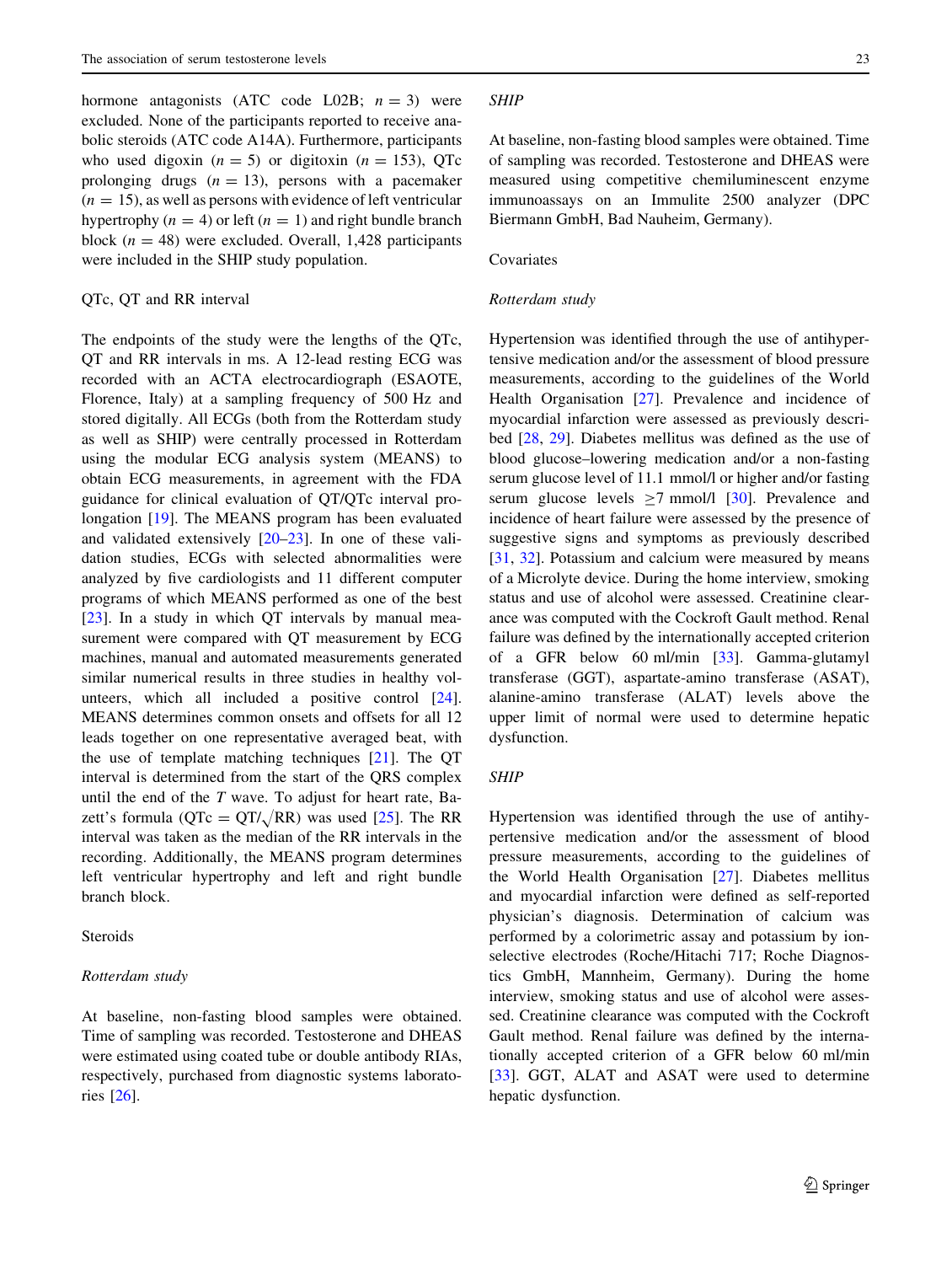hormone antagonists (ATC code L02B; $n = 3$) were excluded. None of the participants reported to receive anabolic steroids (ATC code A14A). Furthermore, participants who used digoxin ($n = 5$) or digitoxin ($n = 153$), QTc prolonging drugs ($n = 13$), persons with a pacemaker ($n = 15$), as well as persons with evidence of left ventricular hypertrophy ($n = 4$) or left ($n = 1$) and right bundle branch block ($n = 48$) were excluded. Overall, 1,428 participants were included in the SHIP study population.

### QTc, QT and RR interval

The endpoints of the study were the lengths of the QTc, QT and RR intervals in ms. A 12-lead resting ECG was recorded with an ACTA electrocardiograph (ESAOTE, Florence, Italy) at a sampling frequency of 500 Hz and stored digitally. All ECGs (both from the Rotterdam study as well as SHIP) were centrally processed in Rotterdam using the modular ECG analysis system (MEANS) to obtain ECG measurements, in agreement with the FDA guidance for clinical evaluation of QT/QTc interval prolongation [19]. The MEANS program has been evaluated and validated extensively [20–23]. In one of these validation studies, ECGs with selected abnormalities were analyzed by five cardiologists and 11 different computer programs of which MEANS performed as one of the best [23]. In a study in which QT intervals by manual measurement were compared with QT measurement by ECG machines, manual and automated measurements generated similar numerical results in three studies in healthy volunteers, which all included a positive control [24]. MEANS determines common onsets and offsets for all 12 leads together on one representative averaged beat, with the use of template matching techniques [21]. The QT interval is determined from the start of the QRS complex until the end of the *T* wave. To adjust for heart rate, Bazett's formula ($QTc = QT/\sqrt{RR}$) was used [25]. The RR interval was taken as the median of the RR intervals in the recording. Additionally, the MEANS program determines left ventricular hypertrophy and left and right bundle branch block.

### Steroids

#### *Rotterdam study*

At baseline, non-fasting blood samples were obtained. Time of sampling was recorded. Testosterone and DHEAS were estimated using coated tube or double antibody RIAs, respectively, purchased from diagnostic systems laboratories [26].

#### *SHIP*

At baseline, non-fasting blood samples were obtained. Time of sampling was recorded. Testosterone and DHEAS were measured using competitive chemiluminescent enzyme immunoassays on an Immulite 2500 analyzer (DPC Biermann GmbH, Bad Nauheim, Germany).

### Covariates

#### *Rotterdam study*

Hypertension was identified through the use of antihypertensive medication and/or the assessment of blood pressure measurements, according to the guidelines of the World Health Organisation [27]. Prevalence and incidence of myocardial infarction were assessed as previously described [28, 29]. Diabetes mellitus was defined as the use of blood glucose–lowering medication and/or a non-fasting serum glucose level of 11.1 mmol/l or higher and/or fasting serum glucose levels $\geq$7 mmol/l [30]. Prevalence and incidence of heart failure were assessed by the presence of suggestive signs and symptoms as previously described [31, 32]. Potassium and calcium were measured by means of a Microlyte device. During the home interview, smoking status and use of alcohol were assessed. Creatinine clearance was computed with the Cockroft Gault method. Renal failure was defined by the internationally accepted criterion of a GFR below 60 ml/min [33]. Gamma-glutamyl transferase (GGT), aspartate-amino transferase (ASAT), alanine-amino transferase (ALAT) levels above the upper limit of normal were used to determine hepatic dysfunction.

#### *SHIP*

Hypertension was identified through the use of antihypertensive medication and/or the assessment of blood pressure measurements, according to the guidelines of the World Health Organisation [27]. Diabetes mellitus and myocardial infarction were defined as self-reported physician's diagnosis. Determination of calcium was performed by a colorimetric assay and potassium by ion-selective electrodes (Roche/Hitachi 717; Roche Diagnostics GmbH, Mannheim, Germany). During the home interview, smoking status and use of alcohol were assessed. Creatinine clearance was computed with the Cockroft Gault method. Renal failure was defined by the internationally accepted criterion of a GFR below 60 ml/min [33]. GGT, ALAT and ASAT were used to determine hepatic dysfunction.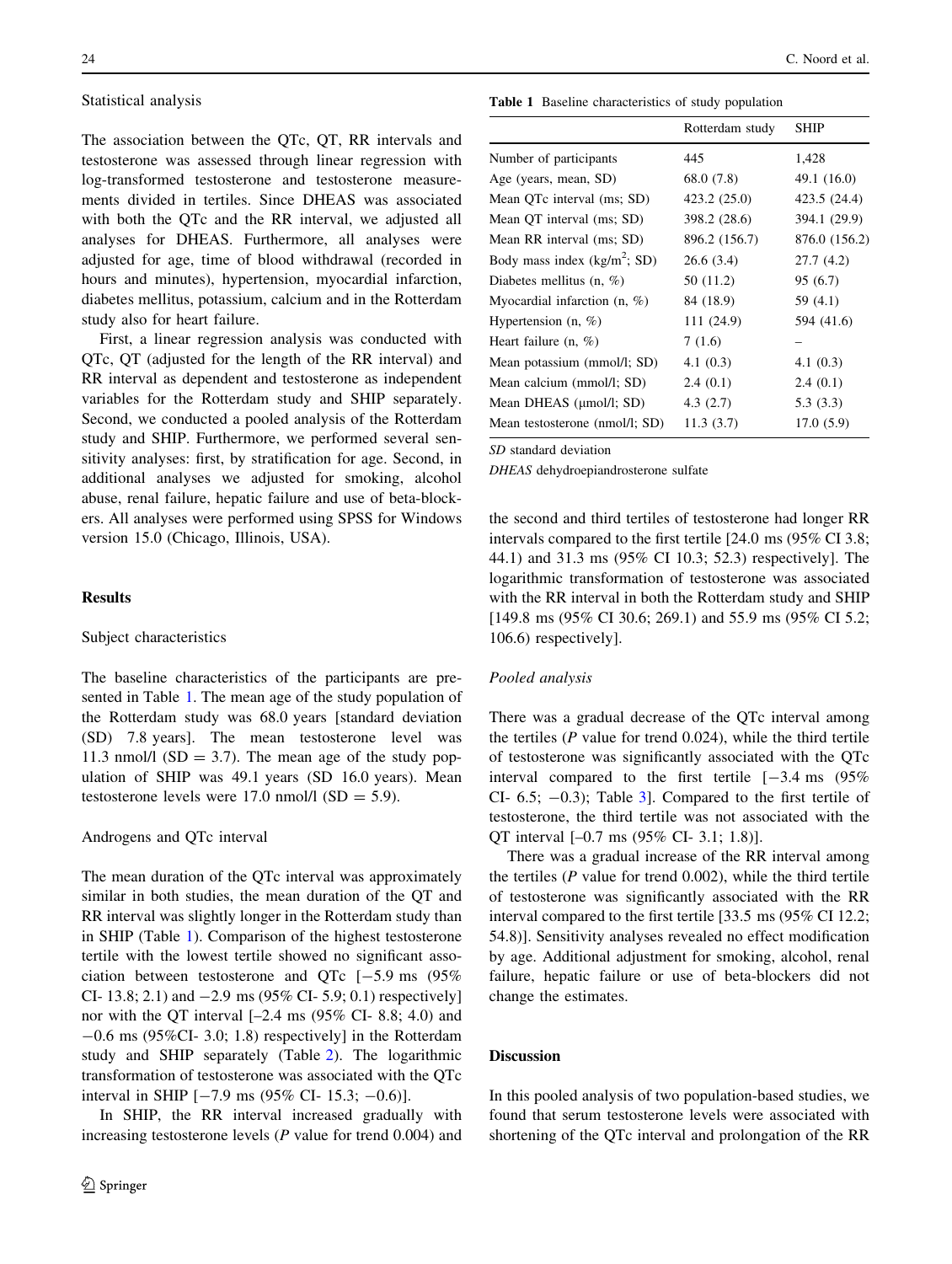### Statistical analysis

The association between the QTc, QT, RR intervals and testosterone was assessed through linear regression with log-transformed testosterone and testosterone measurements divided in tertiles. Since DHEAS was associated with both the QTc and the RR interval, we adjusted all analyses for DHEAS. Furthermore, all analyses were adjusted for age, time of blood withdrawal (recorded in hours and minutes), hypertension, myocardial infarction, diabetes mellitus, potassium, calcium and in the Rotterdam study also for heart failure.

First, a linear regression analysis was conducted with QTc, QT (adjusted for the length of the RR interval) and RR interval as dependent and testosterone as independent variables for the Rotterdam study and SHIP separately. Second, we conducted a pooled analysis of the Rotterdam study and SHIP. Furthermore, we performed several sensitivity analyses: first, by stratification for age. Second, in additional analyses we adjusted for smoking, alcohol abuse, renal failure, hepatic failure and use of beta-blockers. All analyses were performed using SPSS for Windows version 15.0 (Chicago, Illinois, USA).

## Results

### Subject characteristics

The baseline characteristics of the participants are presented in Table 1. The mean age of the study population of the Rotterdam study was 68.0 years [standard deviation (SD) 7.8 years]. The mean testosterone level was 11.3 nmol/l (SD = 3.7). The mean age of the study population of SHIP was 49.1 years (SD 16.0 years). Mean testosterone levels were 17.0 nmol/l (SD = 5.9).

### Androgens and QTc interval

The mean duration of the QTc interval was approximately similar in both studies, the mean duration of the QT and RR interval was slightly longer in the Rotterdam study than in SHIP (Table 1). Comparison of the highest testosterone tertile with the lowest tertile showed no significant association between testosterone and QTc [−5.9 ms (95% CI- 13.8; 2.1) and −2.9 ms (95% CI- 5.9; 0.1) respectively] nor with the QT interval [–2.4 ms (95% CI- 8.8; 4.0) and −0.6 ms (95%CI- 3.0; 1.8) respectively] in the Rotterdam study and SHIP separately (Table 2). The logarithmic transformation of testosterone was associated with the QTc interval in SHIP [−7.9 ms (95% CI- 15.3; −0.6)].

In SHIP, the RR interval increased gradually with increasing testosterone levels (*P* value for trend 0.004) and the second and third tertiles of testosterone had longer RR intervals compared to the first tertile [24.0 ms (95% CI 3.8; 44.1) and 31.3 ms (95% CI 10.3; 52.3) respectively]. The logarithmic transformation of testosterone was associated with the RR interval in both the Rotterdam study and SHIP [149.8 ms (95% CI 30.6; 269.1) and 55.9 ms (95% CI 5.2; 106.6) respectively].

**Table 1** Baseline characteristics of study population

| | Rotterdam study | SHIP |
|---|---|---|
| Number of participants | 445 | 1,428 |
| Age (years, mean, SD) | 68.0 (7.8) | 49.1 (16.0) |
| Mean QTc interval (ms; SD) | 423.2 (25.0) | 423.5 (24.4) |
| Mean QT interval (ms; SD) | 398.2 (28.6) | 394.1 (29.9) |
| Mean RR interval (ms; SD) | 896.2 (156.7) | 876.0 (156.2) |
| Body mass index (kg/m$^2$; SD) | 26.6 (3.4) | 27.7 (4.2) |
| Diabetes mellitus (n, %) | 50 (11.2) | 95 (6.7) |
| Myocardial infarction (n, %) | 84 (18.9) | 59 (4.1) |
| Hypertension (n, %) | 111 (24.9) | 594 (41.6) |
| Heart failure (n, %) | 7 (1.6) | – |
| Mean potassium (mmol/l; SD) | 4.1 (0.3) | 4.1 (0.3) |
| Mean calcium (mmol/l; SD) | 2.4 (0.1) | 2.4 (0.1) |
| Mean DHEAS (μmol/l; SD) | 4.3 (2.7) | 5.3 (3.3) |
| Mean testosterone (nmol/l; SD) | 11.3 (3.7) | 17.0 (5.9) |

*SD* standard deviation

*DHEAS* dehydroepiandrosterone sulfate

### Pooled analysis

There was a gradual decrease of the QTc interval among the tertiles (*P* value for trend 0.024), while the third tertile of testosterone was significantly associated with the QTc interval compared to the first tertile [−3.4 ms (95% CI- 6.5; −0.3); Table 3]. Compared to the first tertile of testosterone, the third tertile was not associated with the QT interval [–0.7 ms (95% CI- 3.1; 1.8)].

There was a gradual increase of the RR interval among the tertiles (*P* value for trend 0.002), while the third tertile of testosterone was significantly associated with the RR interval compared to the first tertile [33.5 ms (95% CI 12.2; 54.8)]. Sensitivity analyses revealed no effect modification by age. Additional adjustment for smoking, alcohol, renal failure, hepatic failure or use of beta-blockers did not change the estimates.

## Discussion

In this pooled analysis of two population-based studies, we found that serum testosterone levels were associated with shortening of the QTc interval and prolongation of the RR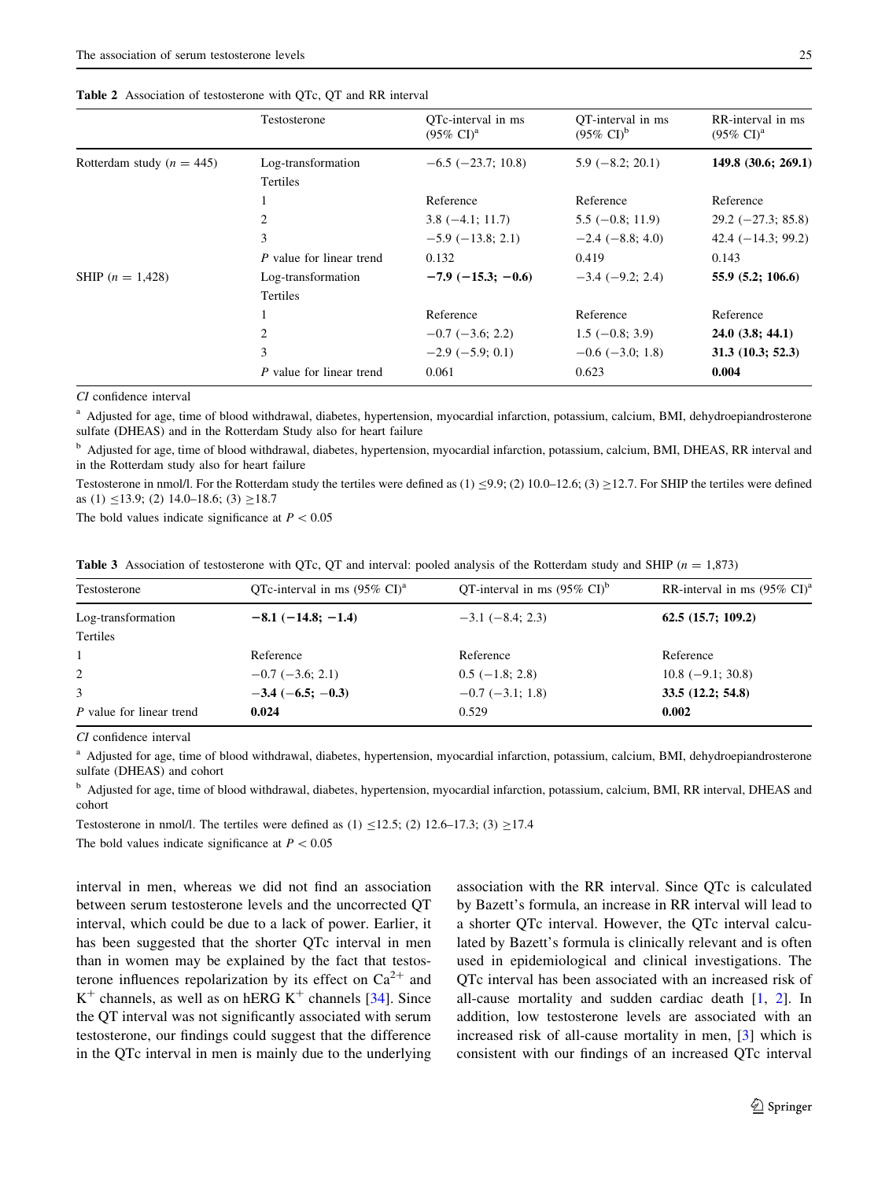**Table 2** Association of testosterone with QTc, QT and RR interval

| | Testosterone | QTc-interval in ms (95% CI)[a] | QT-interval in ms (95% CI)[b] | RR-interval in ms (95% CI)[a] |
|---|---|---|---|---|
| Rotterdam study ($n = 445$) | Log-transformation | −6.5 (−23.7; 10.8) | 5.9 (−8.2; 20.1) | **149.8 (30.6; 269.1)** |
| | Tertiles | | | |
| | 1 | Reference | Reference | Reference |
| | 2 | 3.8 (−4.1; 11.7) | 5.5 (−0.8; 11.9) | 29.2 (−27.3; 85.8) |
| | 3 | −5.9 (−13.8; 2.1) | −2.4 (−8.8; 4.0) | 42.4 (−14.3; 99.2) |
| | *P* value for linear trend | 0.132 | 0.419 | 0.143 |
| SHIP ($n = 1,428$) | Log-transformation | **−7.9 (−15.3; −0.6)** | −3.4 (−9.2; 2.4) | **55.9 (5.2; 106.6)** |
| | Tertiles | | | |
| | 1 | Reference | Reference | Reference |
| | 2 | −0.7 (−3.6; 2.2) | 1.5 (−0.8; 3.9) | **24.0 (3.8; 44.1)** |
| | 3 | −2.9 (−5.9; 0.1) | −0.6 (−3.0; 1.8) | **31.3 (10.3; 52.3)** |
| | *P* value for linear trend | 0.061 | 0.623 | **0.004** |

*CI* confidence interval

[a] Adjusted for age, time of blood withdrawal, diabetes, hypertension, myocardial infarction, potassium, calcium, BMI, dehydroepiandrosterone sulfate (DHEAS) and in the Rotterdam Study also for heart failure

[b] Adjusted for age, time of blood withdrawal, diabetes, hypertension, myocardial infarction, potassium, calcium, BMI, DHEAS, RR interval and in the Rotterdam study also for heart failure

Testosterone in nmol/l. For the Rotterdam study the tertiles were defined as (1) ≤9.9; (2) 10.0–12.6; (3) ≥12.7. For SHIP the tertiles were defined as (1) ≤13.9; (2) 14.0–18.6; (3) ≥18.7

The bold values indicate significance at $P < 0.05$

**Table 3** Association of testosterone with QTc, QT and interval: pooled analysis of the Rotterdam study and SHIP ($n = 1,873$)

| Testosterone | QTc-interval in ms (95% CI)[a] | QT-interval in ms (95% CI)[b] | RR-interval in ms (95% CI)[a] |
|---|---|---|---|
| Log-transformation | **−8.1 (−14.8; −1.4)** | −3.1 (−8.4; 2.3) | **62.5 (15.7; 109.2)** |
| Tertiles | | | |
| 1 | Reference | Reference | Reference |
| 2 | −0.7 (−3.6; 2.1) | 0.5 (−1.8; 2.8) | 10.8 (−9.1; 30.8) |
| 3 | **−3.4 (−6.5; −0.3)** | −0.7 (−3.1; 1.8) | **33.5 (12.2; 54.8)** |
| *P* value for linear trend | **0.024** | 0.529 | **0.002** |

*CI* confidence interval

[a] Adjusted for age, time of blood withdrawal, diabetes, hypertension, myocardial infarction, potassium, calcium, BMI, dehydroepiandrosterone sulfate (DHEAS) and cohort

[b] Adjusted for age, time of blood withdrawal, diabetes, hypertension, myocardial infarction, potassium, calcium, BMI, RR interval, DHEAS and cohort

Testosterone in nmol/l. The tertiles were defined as (1) ≤12.5; (2) 12.6–17.3; (3) ≥17.4

The bold values indicate significance at $P < 0.05$

interval in men, whereas we did not find an association between serum testosterone levels and the uncorrected QT interval, which could be due to a lack of power. Earlier, it has been suggested that the shorter QTc interval in men than in women may be explained by the fact that testosterone influences repolarization by its effect on $Ca^{2+}$ and $K^{+}$ channels, as well as on hERG $K^{+}$ channels [34]. Since the QT interval was not significantly associated with serum testosterone, our findings could suggest that the difference in the QTc interval in men is mainly due to the underlying association with the RR interval. Since QTc is calculated by Bazett's formula, an increase in RR interval will lead to a shorter QTc interval. However, the QTc interval calculated by Bazett's formula is clinically relevant and is often used in epidemiological and clinical investigations. The QTc interval has been associated with an increased risk of all-cause mortality and sudden cardiac death [1, 2]. In addition, low testosterone levels are associated with an increased risk of all-cause mortality in men, [3] which is consistent with our findings of an increased QTc interval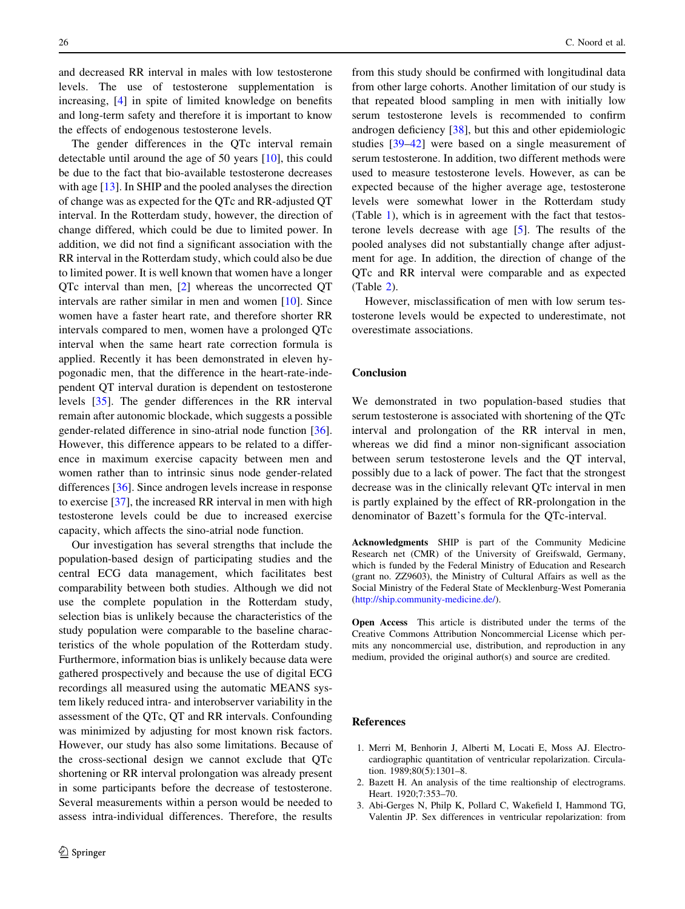and decreased RR interval in males with low testosterone levels. The use of testosterone supplementation is increasing, [4] in spite of limited knowledge on benefits and long-term safety and therefore it is important to know the effects of endogenous testosterone levels.

The gender differences in the QTc interval remain detectable until around the age of 50 years [10], this could be due to the fact that bio-available testosterone decreases with age [13]. In SHIP and the pooled analyses the direction of change was as expected for the QTc and RR-adjusted QT interval. In the Rotterdam study, however, the direction of change differed, which could be due to limited power. In addition, we did not find a significant association with the RR interval in the Rotterdam study, which could also be due to limited power. It is well known that women have a longer QTc interval than men, [2] whereas the uncorrected QT intervals are rather similar in men and women [10]. Since women have a faster heart rate, and therefore shorter RR intervals compared to men, women have a prolonged QTc interval when the same heart rate correction formula is applied. Recently it has been demonstrated in eleven hypogonadic men, that the difference in the heart-rate-independent QT interval duration is dependent on testosterone levels [35]. The gender differences in the RR interval remain after autonomic blockade, which suggests a possible gender-related difference in sino-atrial node function [36]. However, this difference appears to be related to a difference in maximum exercise capacity between men and women rather than to intrinsic sinus node gender-related differences [36]. Since androgen levels increase in response to exercise [37], the increased RR interval in men with high testosterone levels could be due to increased exercise capacity, which affects the sino-atrial node function.

Our investigation has several strengths that include the population-based design of participating studies and the central ECG data management, which facilitates best comparability between both studies. Although we did not use the complete population in the Rotterdam study, selection bias is unlikely because the characteristics of the study population were comparable to the baseline characteristics of the whole population of the Rotterdam study. Furthermore, information bias is unlikely because data were gathered prospectively and because the use of digital ECG recordings all measured using the automatic MEANS system likely reduced intra- and interobserver variability in the assessment of the QTc, QT and RR intervals. Confounding was minimized by adjusting for most known risk factors. However, our study has also some limitations. Because of the cross-sectional design we cannot exclude that QTc shortening or RR interval prolongation was already present in some participants before the decrease of testosterone. Several measurements within a person would be needed to assess intra-individual differences. Therefore, the results from this study should be confirmed with longitudinal data from other large cohorts. Another limitation of our study is that repeated blood sampling in men with initially low serum testosterone levels is recommended to confirm androgen deficiency [38], but this and other epidemiologic studies [39–42] were based on a single measurement of serum testosterone. In addition, two different methods were used to measure testosterone levels. However, as can be expected because of the higher average age, testosterone levels were somewhat lower in the Rotterdam study (Table 1), which is in agreement with the fact that testosterone levels decrease with age [5]. The results of the pooled analyses did not substantially change after adjustment for age. In addition, the direction of change of the QTc and RR interval were comparable and as expected (Table 2).

However, misclassification of men with low serum testosterone levels would be expected to underestimate, not overestimate associations.

## Conclusion

We demonstrated in two population-based studies that serum testosterone is associated with shortening of the QTc interval and prolongation of the RR interval in men, whereas we did find a minor non-significant association between serum testosterone levels and the QT interval, possibly due to a lack of power. The fact that the strongest decrease was in the clinically relevant QTc interval in men is partly explained by the effect of RR-prolongation in the denominator of Bazett's formula for the QTc-interval.

**Acknowledgments** SHIP is part of the Community Medicine Research net (CMR) of the University of Greifswald, Germany, which is funded by the Federal Ministry of Education and Research (grant no. ZZ9603), the Ministry of Cultural Affairs as well as the Social Ministry of the Federal State of Mecklenburg-West Pomerania (http://ship.community-medicine.de/).

**Open Access** This article is distributed under the terms of the Creative Commons Attribution Noncommercial License which permits any noncommercial use, distribution, and reproduction in any medium, provided the original author(s) and source are credited.

## References

1. Merri M, Benhorin J, Alberti M, Locati E, Moss AJ. Electrocardiographic quantitation of ventricular repolarization. Circulation. 1989;80(5):1301–8.
2. Bazett H. An analysis of the time realtionship of electrograms. Heart. 1920;7:353–70.
3. Abi-Gerges N, Philp K, Pollard C, Wakefield I, Hammond TG, Valentin JP. Sex differences in ventricular repolarization: from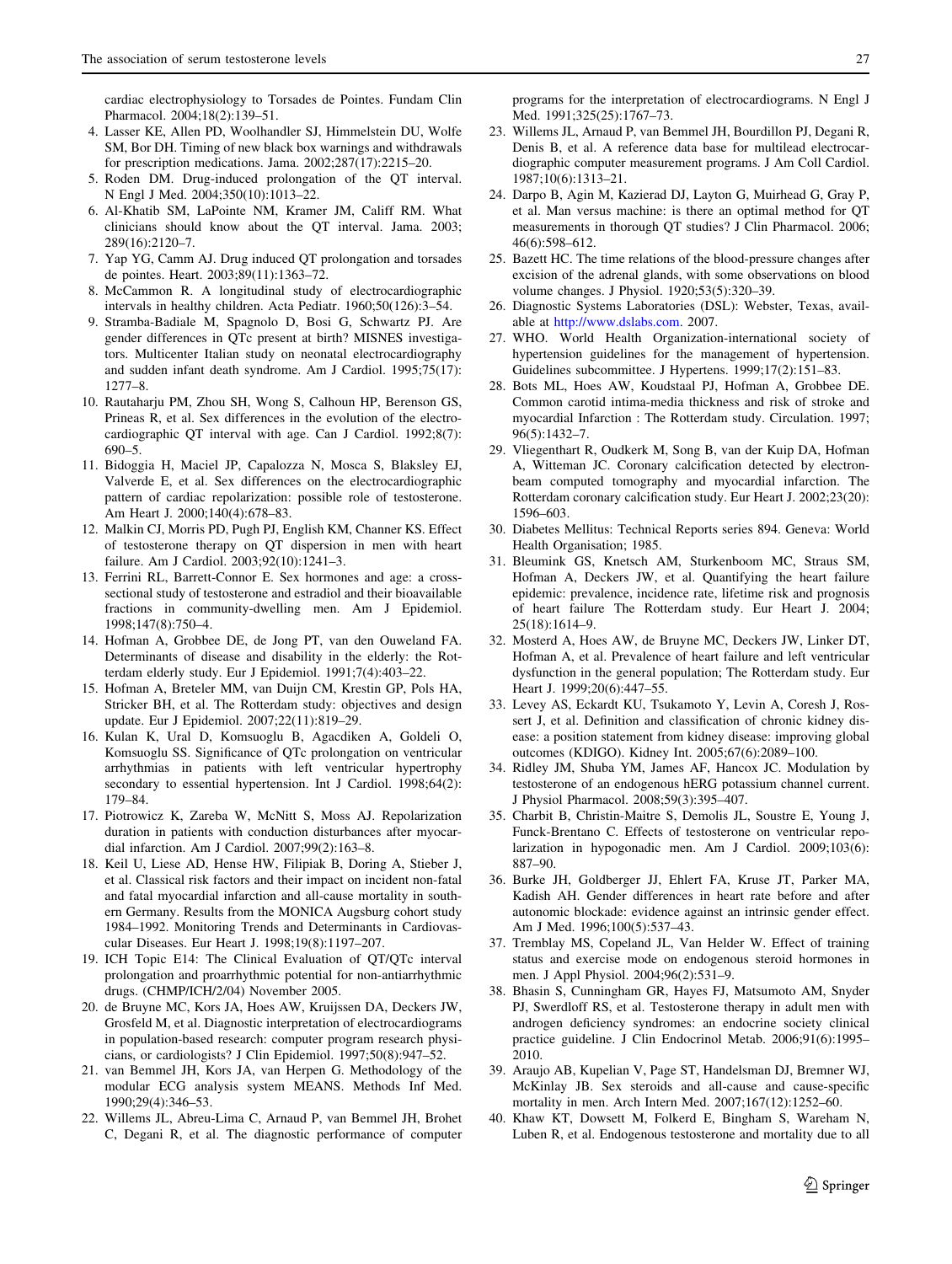cardiac electrophysiology to Torsades de Pointes. Fundam Clin Pharmacol. 2004;18(2):139–51.

4. Lasser KE, Allen PD, Woolhandler SJ, Himmelstein DU, Wolfe SM, Bor DH. Timing of new black box warnings and withdrawals for prescription medications. Jama. 2002;287(17):2215–20.
5. Roden DM. Drug-induced prolongation of the QT interval. N Engl J Med. 2004;350(10):1013–22.
6. Al-Khatib SM, LaPointe NM, Kramer JM, Califf RM. What clinicians should know about the QT interval. Jama. 2003; 289(16):2120–7.
7. Yap YG, Camm AJ. Drug induced QT prolongation and torsades de pointes. Heart. 2003;89(11):1363–72.
8. McCammon R. A longitudinal study of electrocardiographic intervals in healthy children. Acta Pediatr. 1960;50(126):3–54.
9. Stramba-Badiale M, Spagnolo D, Bosi G, Schwartz PJ. Are gender differences in QTc present at birth? MISNES investigators. Multicenter Italian study on neonatal electrocardiography and sudden infant death syndrome. Am J Cardiol. 1995;75(17): 1277–8.
10. Rautaharju PM, Zhou SH, Wong S, Calhoun HP, Berenson GS, Prineas R, et al. Sex differences in the evolution of the electrocardiographic QT interval with age. Can J Cardiol. 1992;8(7): 690–5.
11. Bidoggia H, Maciel JP, Capalozza N, Mosca S, Blaksley EJ, Valverde E, et al. Sex differences on the electrocardiographic pattern of cardiac repolarization: possible role of testosterone. Am Heart J. 2000;140(4):678–83.
12. Malkin CJ, Morris PD, Pugh PJ, English KM, Channer KS. Effect of testosterone therapy on QT dispersion in men with heart failure. Am J Cardiol. 2003;92(10):1241–3.
13. Ferrini RL, Barrett-Connor E. Sex hormones and age: a cross-sectional study of testosterone and estradiol and their bioavailable fractions in community-dwelling men. Am J Epidemiol. 1998;147(8):750–4.
14. Hofman A, Grobbee DE, de Jong PT, van den Ouweland FA. Determinants of disease and disability in the elderly: the Rotterdam elderly study. Eur J Epidemiol. 1991;7(4):403–22.
15. Hofman A, Breteler MM, van Duijn CM, Krestin GP, Pols HA, Stricker BH, et al. The Rotterdam study: objectives and design update. Eur J Epidemiol. 2007;22(11):819–29.
16. Kulan K, Ural D, Komsuoglu B, Agacdiken A, Goldeli O, Komsuoglu SS. Significance of QTc prolongation on ventricular arrhythmias in patients with left ventricular hypertrophy secondary to essential hypertension. Int J Cardiol. 1998;64(2): 179–84.
17. Piotrowicz K, Zareba W, McNitt S, Moss AJ. Repolarization duration in patients with conduction disturbances after myocardial infarction. Am J Cardiol. 2007;99(2):163–8.
18. Keil U, Liese AD, Hense HW, Filipiak B, Doring A, Stieber J, et al. Classical risk factors and their impact on incident non-fatal and fatal myocardial infarction and all-cause mortality in southern Germany. Results from the MONICA Augsburg cohort study 1984–1992. Monitoring Trends and Determinants in Cardiovascular Diseases. Eur Heart J. 1998;19(8):1197–207.
19. ICH Topic E14: The Clinical Evaluation of QT/QTc interval prolongation and proarrhythmic potential for non-antiarrhythmic drugs. (CHMP/ICH/2/04) November 2005.
20. de Bruyne MC, Kors JA, Hoes AW, Kruijssen DA, Deckers JW, Grosfeld M, et al. Diagnostic interpretation of electrocardiograms in population-based research: computer program research physicians, or cardiologists? J Clin Epidemiol. 1997;50(8):947–52.
21. van Bemmel JH, Kors JA, van Herpen G. Methodology of the modular ECG analysis system MEANS. Methods Inf Med. 1990;29(4):346–53.
22. Willems JL, Abreu-Lima C, Arnaud P, van Bemmel JH, Brohet C, Degani R, et al. The diagnostic performance of computer programs for the interpretation of electrocardiograms. N Engl J Med. 1991;325(25):1767–73.
23. Willems JL, Arnaud P, van Bemmel JH, Bourdillon PJ, Degani R, Denis B, et al. A reference data base for multilead electrocardiographic computer measurement programs. J Am Coll Cardiol. 1987;10(6):1313–21.
24. Darpo B, Agin M, Kazierad DJ, Layton G, Muirhead G, Gray P, et al. Man versus machine: is there an optimal method for QT measurements in thorough QT studies? J Clin Pharmacol. 2006; 46(6):598–612.
25. Bazett HC. The time relations of the blood-pressure changes after excision of the adrenal glands, with some observations on blood volume changes. J Physiol. 1920;53(5):320–39.
26. Diagnostic Systems Laboratories (DSL): Webster, Texas, available at http://www.dslabs.com. 2007.
27. WHO. World Health Organization-international society of hypertension guidelines for the management of hypertension. Guidelines subcommittee. J Hypertens. 1999;17(2):151–83.
28. Bots ML, Hoes AW, Koudstaal PJ, Hofman A, Grobbee DE. Common carotid intima-media thickness and risk of stroke and myocardial Infarction : The Rotterdam study. Circulation. 1997; 96(5):1432–7.
29. Vliegenthart R, Oudkerk M, Song B, van der Kuip DA, Hofman A, Witteman JC. Coronary calcification detected by electron-beam computed tomography and myocardial infarction. The Rotterdam coronary calcification study. Eur Heart J. 2002;23(20): 1596–603.
30. Diabetes Mellitus: Technical Reports series 894. Geneva: World Health Organisation; 1985.
31. Bleumink GS, Knetsch AM, Sturkenboom MC, Straus SM, Hofman A, Deckers JW, et al. Quantifying the heart failure epidemic: prevalence, incidence rate, lifetime risk and prognosis of heart failure The Rotterdam study. Eur Heart J. 2004; 25(18):1614–9.
32. Mosterd A, Hoes AW, de Bruyne MC, Deckers JW, Linker DT, Hofman A, et al. Prevalence of heart failure and left ventricular dysfunction in the general population; The Rotterdam study. Eur Heart J. 1999;20(6):447–55.
33. Levey AS, Eckardt KU, Tsukamoto Y, Levin A, Coresh J, Rossert J, et al. Definition and classification of chronic kidney disease: a position statement from kidney disease: improving global outcomes (KDIGO). Kidney Int. 2005;67(6):2089–100.
34. Ridley JM, Shuba YM, James AF, Hancox JC. Modulation by testosterone of an endogenous hERG potassium channel current. J Physiol Pharmacol. 2008;59(3):395–407.
35. Charbit B, Christin-Maitre S, Demolis JL, Soustre E, Young J, Funck-Brentano C. Effects of testosterone on ventricular repolarization in hypogonadic men. Am J Cardiol. 2009;103(6): 887–90.
36. Burke JH, Goldberger JJ, Ehlert FA, Kruse JT, Parker MA, Kadish AH. Gender differences in heart rate before and after autonomic blockade: evidence against an intrinsic gender effect. Am J Med. 1996;100(5):537–43.
37. Tremblay MS, Copeland JL, Van Helder W. Effect of training status and exercise mode on endogenous steroid hormones in men. J Appl Physiol. 2004;96(2):531–9.
38. Bhasin S, Cunningham GR, Hayes FJ, Matsumoto AM, Snyder PJ, Swerdloff RS, et al. Testosterone therapy in adult men with androgen deficiency syndromes: an endocrine society clinical practice guideline. J Clin Endocrinol Metab. 2006;91(6):1995–2010.
39. Araujo AB, Kupelian V, Page ST, Handelsman DJ, Bremner WJ, McKinlay JB. Sex steroids and all-cause and cause-specific mortality in men. Arch Intern Med. 2007;167(12):1252–60.
40. Khaw KT, Dowsett M, Folkerd E, Bingham S, Wareham N, Luben R, et al. Endogenous testosterone and mortality due to all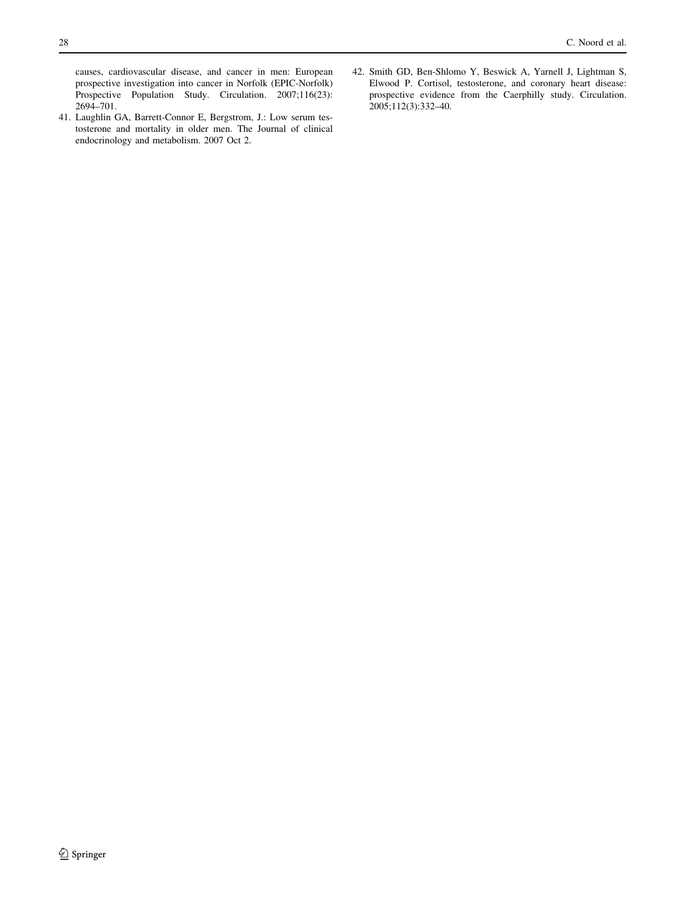causes, cardiovascular disease, and cancer in men: European prospective investigation into cancer in Norfolk (EPIC-Norfolk) Prospective Population Study. Circulation. 2007;116(23): 2694–701.

41. Laughlin GA, Barrett-Connor E, Bergstrom, J.: Low serum testosterone and mortality in older men. The Journal of clinical endocrinology and metabolism. 2007 Oct 2.
42. Smith GD, Ben-Shlomo Y, Beswick A, Yarnell J, Lightman S, Elwood P. Cortisol, testosterone, and coronary heart disease: prospective evidence from the Caerphilly study. Circulation. 2005;112(3):332–40.